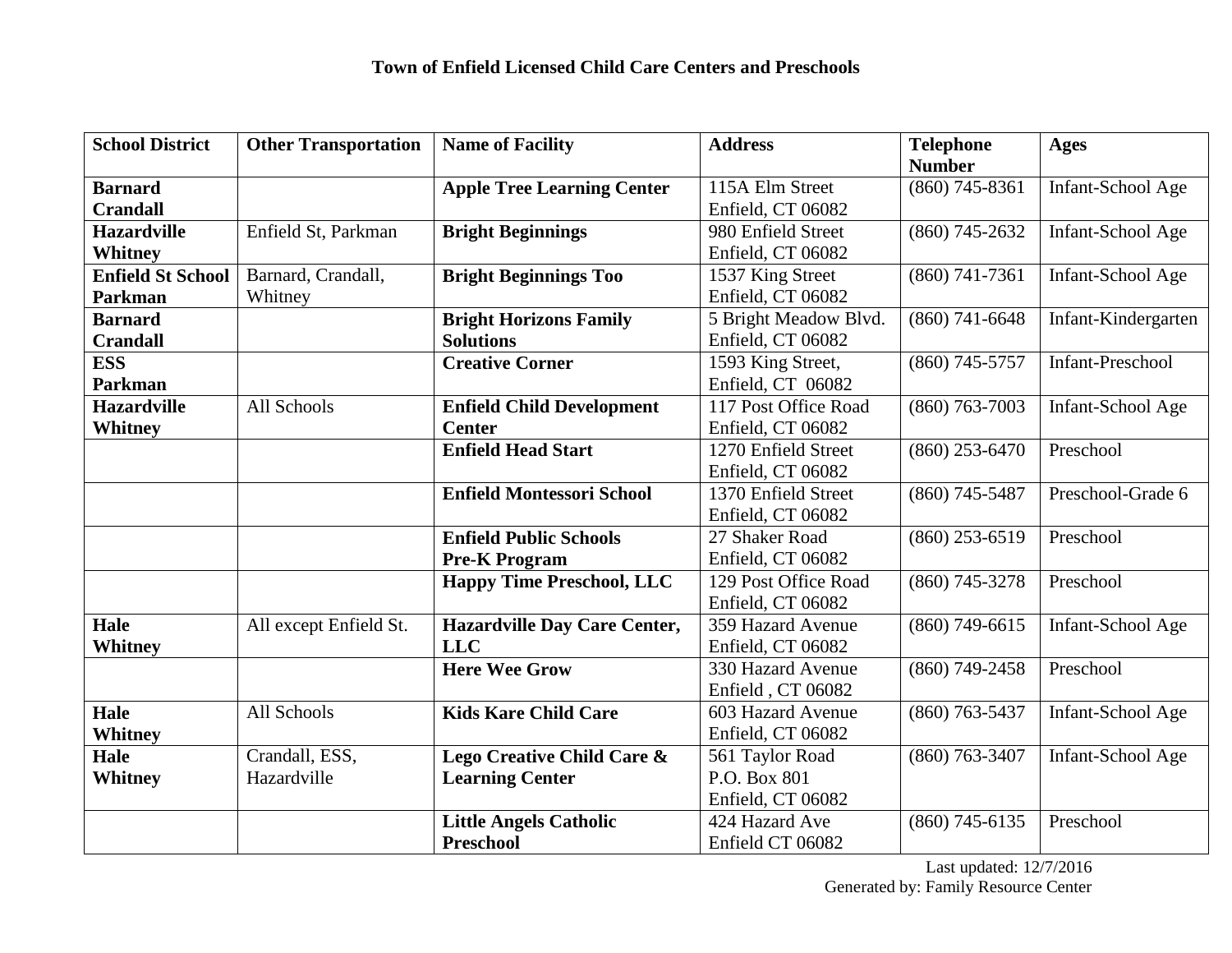# Town of Enfield Licensed Child Care Centers and Preschools

| School District | Other Transportation | Name of Facility | Address | Telephone Number | Ages |
|---|---|---|---|---|---|
| **Barnard Crandall** | | **Apple Tree Learning Center** | 115A Elm Street Enfield, CT 06082 | (860) 745-8361 | Infant-School Age |
| **Hazardville Whitney** | Enfield St, Parkman | **Bright Beginnings** | 980 Enfield Street Enfield, CT 06082 | (860) 745-2632 | Infant-School Age |
| **Enfield St School Parkman** | Barnard, Crandall, Whitney | **Bright Beginnings Too** | 1537 King Street Enfield, CT 06082 | (860) 741-7361 | Infant-School Age |
| **Barnard Crandall** | | **Bright Horizons Family Solutions** | 5 Bright Meadow Blvd. Enfield, CT 06082 | (860) 741-6648 | Infant-Kindergarten |
| **ESS Parkman** | | **Creative Corner** | 1593 King Street, Enfield, CT 06082 | (860) 745-5757 | Infant-Preschool |
| **Hazardville Whitney** | All Schools | **Enfield Child Development Center** | 117 Post Office Road Enfield, CT 06082 | (860) 763-7003 | Infant-School Age |
| | | **Enfield Head Start** | 1270 Enfield Street Enfield, CT 06082 | (860) 253-6470 | Preschool |
| | | **Enfield Montessori School** | 1370 Enfield Street Enfield, CT 06082 | (860) 745-5487 | Preschool-Grade 6 |
| | | **Enfield Public Schools Pre-K Program** | 27 Shaker Road Enfield, CT 06082 | (860) 253-6519 | Preschool |
| | | **Happy Time Preschool, LLC** | 129 Post Office Road Enfield, CT 06082 | (860) 745-3278 | Preschool |
| **Hale Whitney** | All except Enfield St. | **Hazardville Day Care Center, LLC** | 359 Hazard Avenue Enfield, CT 06082 | (860) 749-6615 | Infant-School Age |
| | | **Here Wee Grow** | 330 Hazard Avenue Enfield , CT 06082 | (860) 749-2458 | Preschool |
| **Hale Whitney** | All Schools | **Kids Kare Child Care** | 603 Hazard Avenue Enfield, CT 06082 | (860) 763-5437 | Infant-School Age |
| **Hale Whitney** | Crandall, ESS, Hazardville | **Lego Creative Child Care & Learning Center** | 561 Taylor Road P.O. Box 801 Enfield, CT 06082 | (860) 763-3407 | Infant-School Age |
| | | **Little Angels Catholic Preschool** | 424 Hazard Ave Enfield CT 06082 | (860) 745-6135 | Preschool |

Last updated: 12/7/2016
Generated by: Family Resource Center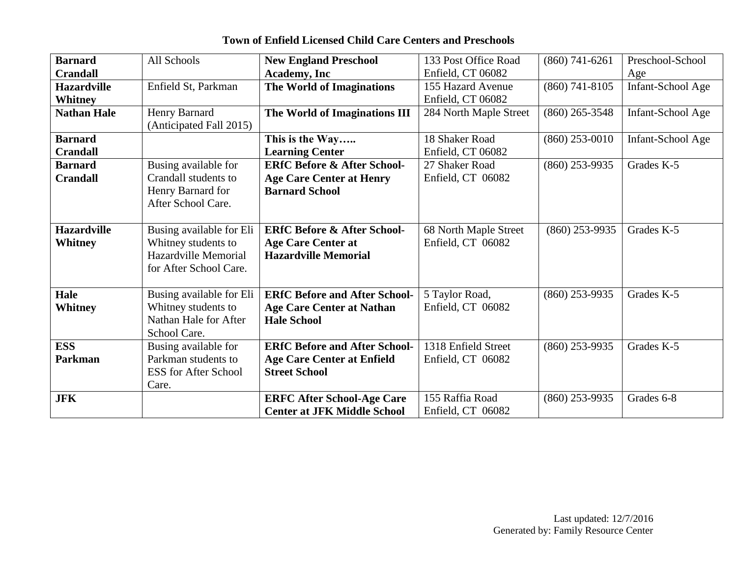### Town of Enfield Licensed Child Care Centers and Preschools

| | | | | | |
|---|---|---|---|---|---|
| **Barnard Crandall** | All Schools | **New England Preschool Academy, Inc** | 133 Post Office Road Enfield, CT 06082 | (860) 741-6261 | Preschool-School Age |
| **Hazardville Whitney** | Enfield St, Parkman | **The World of Imaginations** | 155 Hazard Avenue Enfield, CT 06082 | (860) 741-8105 | Infant-School Age |
| **Nathan Hale** | Henry Barnard (Anticipated Fall 2015) | **The World of Imaginations III** | 284 North Maple Street | (860) 265-3548 | Infant-School Age |
| **Barnard Crandall** | | **This is the Way….. Learning Center** | 18 Shaker Road Enfield, CT 06082 | (860) 253-0010 | Infant-School Age |
| **Barnard Crandall** | Busing available for Crandall students to Henry Barnard for After School Care. | **ERfC Before & After School-Age Care Center at Henry Barnard School** | 27 Shaker Road Enfield, CT 06082 | (860) 253-9935 | Grades K-5 |
| **Hazardville Whitney** | Busing available for Eli Whitney students to Hazardville Memorial for After School Care. | **ERfC Before & After School-Age Care Center at Hazardville Memorial** | 68 North Maple Street Enfield, CT 06082 | (860) 253-9935 | Grades K-5 |
| **Hale Whitney** | Busing available for Eli Whitney students to Nathan Hale for After School Care. | **ERfC Before and After School-Age Care Center at Nathan Hale School** | 5 Taylor Road, Enfield, CT 06082 | (860) 253-9935 | Grades K-5 |
| **ESS Parkman** | Busing available for Parkman students to ESS for After School Care. | **ERfC Before and After School-Age Care Center at Enfield Street School** | 1318 Enfield Street Enfield, CT 06082 | (860) 253-9935 | Grades K-5 |
| **JFK** | | **ERFC After School-Age Care Center at JFK Middle School** | 155 Raffia Road Enfield, CT 06082 | (860) 253-9935 | Grades 6-8 |

Last updated: 12/7/2016
Generated by: Family Resource Center